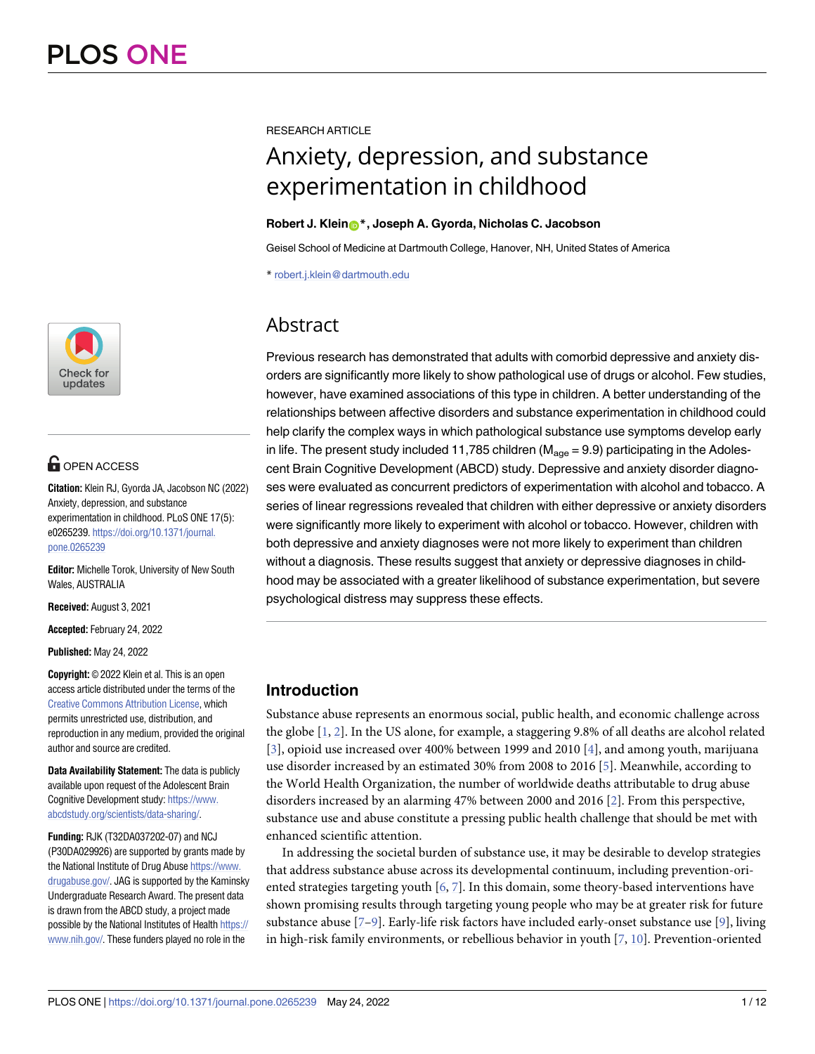RESEARCH ARTICLE

# Anxiety, depression, and substance experimentation in childhood

**Robert J. Klein\*, Joseph A. Gyorda, Nicholas C. Jacobson**

Geisel School of Medicine at Dartmouth College, Hanover, NH, United States of America

\* robert.j.klein@dartmouth.edu

OPEN ACCESS

**Citation:** Klein RJ, Gyorda JA, Jacobson NC (2022) Anxiety, depression, and substance experimentation in childhood. PLoS ONE 17(5): e0265239. https://doi.org/10.1371/journal.pone.0265239

**Editor:** Michelle Torok, University of New South Wales, AUSTRALIA

**Received:** August 3, 2021

**Accepted:** February 24, 2022

**Published:** May 24, 2022

**Copyright:** © 2022 Klein et al. This is an open access article distributed under the terms of the Creative Commons Attribution License, which permits unrestricted use, distribution, and reproduction in any medium, provided the original author and source are credited.

**Data Availability Statement:** The data is publicly available upon request of the Adolescent Brain Cognitive Development study: https://www.abcdstudy.org/scientists/data-sharing/.

**Funding:** RJK (T32DA037202-07) and NCJ (P30DA029926) are supported by grants made by the National Institute of Drug Abuse https://www.drugabuse.gov/. JAG is supported by the Kaminsky Undergraduate Research Award. The present data is drawn from the ABCD study, a project made possible by the National Institutes of Health https://www.nih.gov/. These funders played no role in the

## Abstract

Previous research has demonstrated that adults with comorbid depressive and anxiety disorders are significantly more likely to show pathological use of drugs or alcohol. Few studies, however, have examined associations of this type in children. A better understanding of the relationships between affective disorders and substance experimentation in childhood could help clarify the complex ways in which pathological substance use symptoms develop early in life. The present study included 11,785 children ($M_{age}$ = 9.9) participating in the Adolescent Brain Cognitive Development (ABCD) study. Depressive and anxiety disorder diagnoses were evaluated as concurrent predictors of experimentation with alcohol and tobacco. A series of linear regressions revealed that children with either depressive or anxiety disorders were significantly more likely to experiment with alcohol or tobacco. However, children with both depressive and anxiety diagnoses were not more likely to experiment than children without a diagnosis. These results suggest that anxiety or depressive diagnoses in childhood may be associated with a greater likelihood of substance experimentation, but severe psychological distress may suppress these effects.

## Introduction

Substance abuse represents an enormous social, public health, and economic challenge across the globe [1, 2]. In the US alone, for example, a staggering 9.8% of all deaths are alcohol related [3], opioid use increased over 400% between 1999 and 2010 [4], and among youth, marijuana use disorder increased by an estimated 30% from 2008 to 2016 [5]. Meanwhile, according to the World Health Organization, the number of worldwide deaths attributable to drug abuse disorders increased by an alarming 47% between 2000 and 2016 [2]. From this perspective, substance use and abuse constitute a pressing public health challenge that should be met with enhanced scientific attention.

In addressing the societal burden of substance use, it may be desirable to develop strategies that address substance abuse across its developmental continuum, including prevention-oriented strategies targeting youth [6, 7]. In this domain, some theory-based interventions have shown promising results through targeting young people who may be at greater risk for future substance abuse [7–9]. Early-life risk factors have included early-onset substance use [9], living in high-risk family environments, or rebellious behavior in youth [7, 10]. Prevention-oriented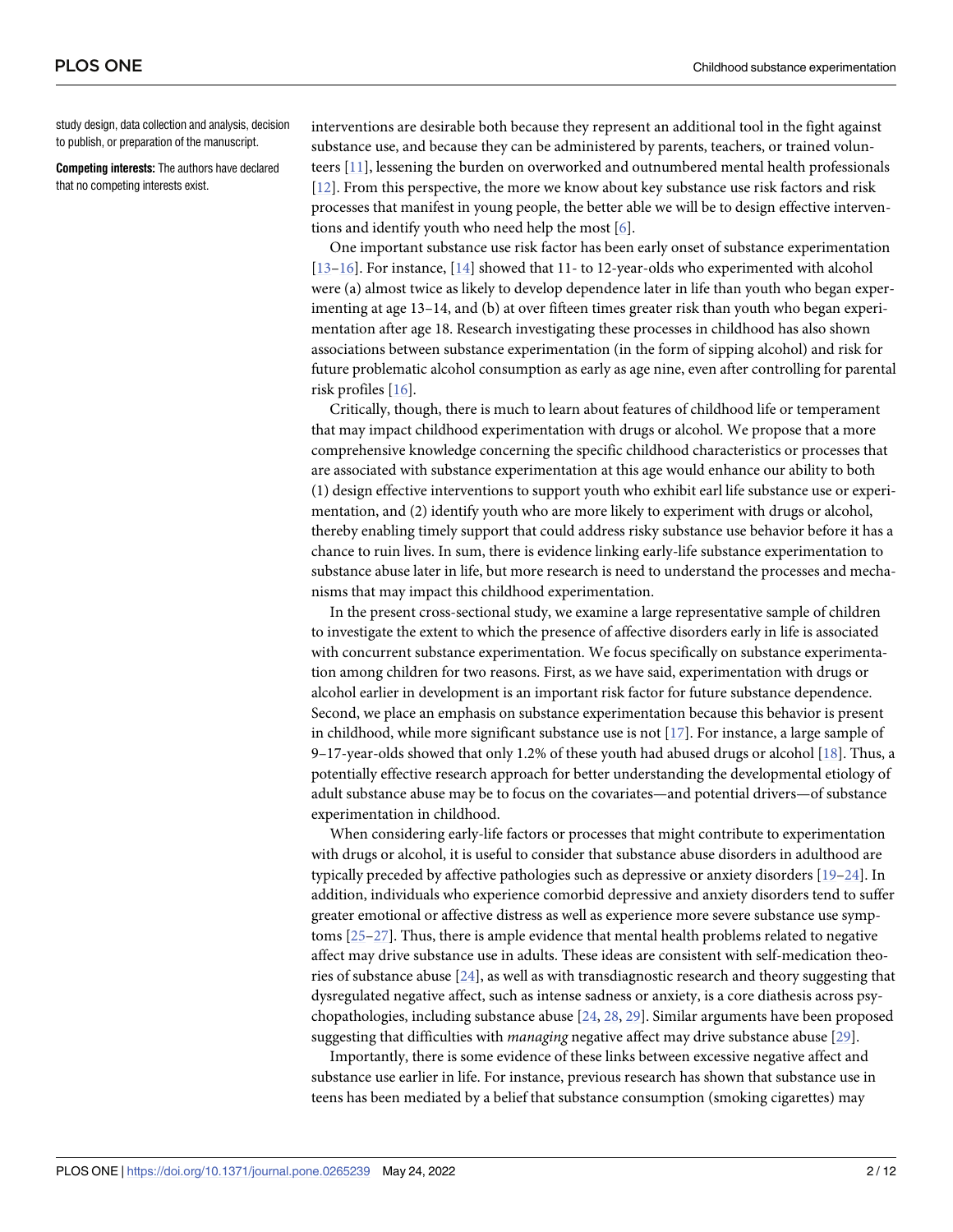study design, data collection and analysis, decision to publish, or preparation of the manuscript.

**Competing interests:** The authors have declared that no competing interests exist.

interventions are desirable both because they represent an additional tool in the fight against substance use, and because they can be administered by parents, teachers, or trained volunteers [11], lessening the burden on overworked and outnumbered mental health professionals [12]. From this perspective, the more we know about key substance use risk factors and risk processes that manifest in young people, the better able we will be to design effective interventions and identify youth who need help the most [6].

One important substance use risk factor has been early onset of substance experimentation [13–16]. For instance, [14] showed that 11- to 12-year-olds who experimented with alcohol were (a) almost twice as likely to develop dependence later in life than youth who began experimenting at age 13–14, and (b) at over fifteen times greater risk than youth who began experimentation after age 18. Research investigating these processes in childhood has also shown associations between substance experimentation (in the form of sipping alcohol) and risk for future problematic alcohol consumption as early as age nine, even after controlling for parental risk profiles [16].

Critically, though, there is much to learn about features of childhood life or temperament that may impact childhood experimentation with drugs or alcohol. We propose that a more comprehensive knowledge concerning the specific childhood characteristics or processes that are associated with substance experimentation at this age would enhance our ability to both (1) design effective interventions to support youth who exhibit earl life substance use or experimentation, and (2) identify youth who are more likely to experiment with drugs or alcohol, thereby enabling timely support that could address risky substance use behavior before it has a chance to ruin lives. In sum, there is evidence linking early-life substance experimentation to substance abuse later in life, but more research is need to understand the processes and mechanisms that may impact this childhood experimentation.

In the present cross-sectional study, we examine a large representative sample of children to investigate the extent to which the presence of affective disorders early in life is associated with concurrent substance experimentation. We focus specifically on substance experimentation among children for two reasons. First, as we have said, experimentation with drugs or alcohol earlier in development is an important risk factor for future substance dependence. Second, we place an emphasis on substance experimentation because this behavior is present in childhood, while more significant substance use is not [17]. For instance, a large sample of 9–17-year-olds showed that only 1.2% of these youth had abused drugs or alcohol [18]. Thus, a potentially effective research approach for better understanding the developmental etiology of adult substance abuse may be to focus on the covariates—and potential drivers—of substance experimentation in childhood.

When considering early-life factors or processes that might contribute to experimentation with drugs or alcohol, it is useful to consider that substance abuse disorders in adulthood are typically preceded by affective pathologies such as depressive or anxiety disorders [19–24]. In addition, individuals who experience comorbid depressive and anxiety disorders tend to suffer greater emotional or affective distress as well as experience more severe substance use symptoms [25–27]. Thus, there is ample evidence that mental health problems related to negative affect may drive substance use in adults. These ideas are consistent with self-medication theories of substance abuse [24], as well as with transdiagnostic research and theory suggesting that dysregulated negative affect, such as intense sadness or anxiety, is a core diathesis across psychopathologies, including substance abuse [24, 28, 29]. Similar arguments have been proposed suggesting that difficulties with *managing* negative affect may drive substance abuse [29].

Importantly, there is some evidence of these links between excessive negative affect and substance use earlier in life. For instance, previous research has shown that substance use in teens has been mediated by a belief that substance consumption (smoking cigarettes) may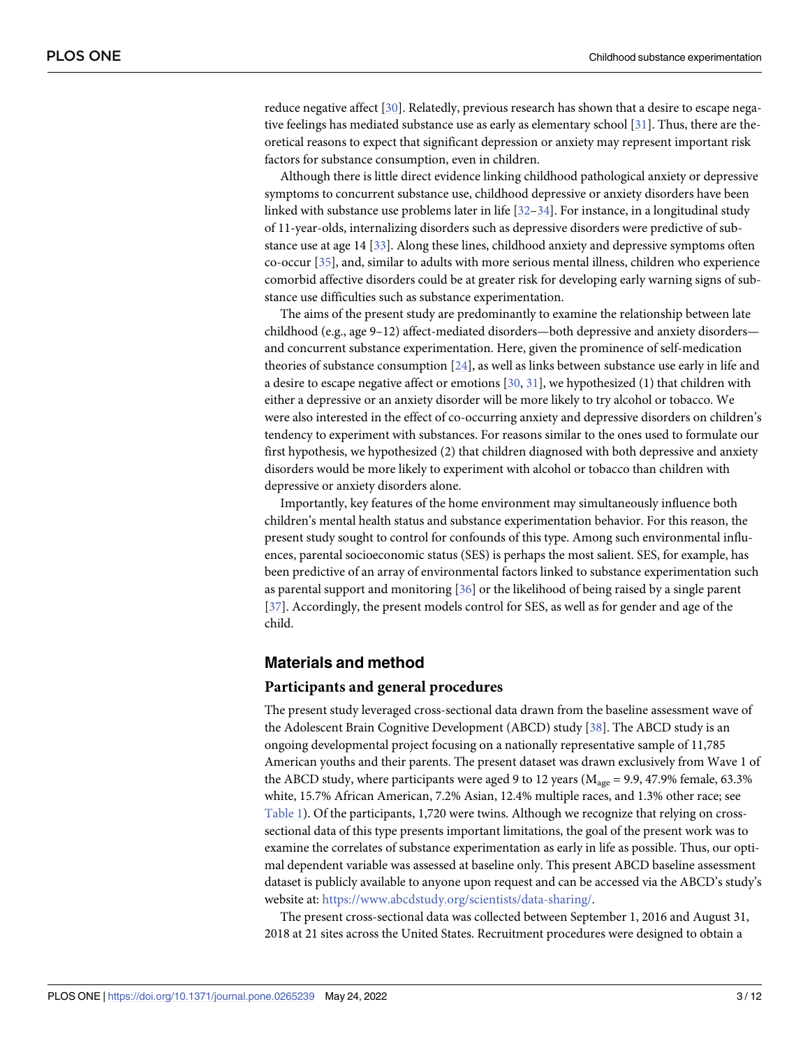reduce negative affect [30]. Relatedly, previous research has shown that a desire to escape negative feelings has mediated substance use as early as elementary school [31]. Thus, there are theoretical reasons to expect that significant depression or anxiety may represent important risk factors for substance consumption, even in children.

Although there is little direct evidence linking childhood pathological anxiety or depressive symptoms to concurrent substance use, childhood depressive or anxiety disorders have been linked with substance use problems later in life [32–34]. For instance, in a longitudinal study of 11-year-olds, internalizing disorders such as depressive disorders were predictive of substance use at age 14 [33]. Along these lines, childhood anxiety and depressive symptoms often co-occur [35], and, similar to adults with more serious mental illness, children who experience comorbid affective disorders could be at greater risk for developing early warning signs of substance use difficulties such as substance experimentation.

The aims of the present study are predominantly to examine the relationship between late childhood (e.g., age 9–12) affect-mediated disorders—both depressive and anxiety disorders—and concurrent substance experimentation. Here, given the prominence of self-medication theories of substance consumption [24], as well as links between substance use early in life and a desire to escape negative affect or emotions [30, 31], we hypothesized (1) that children with either a depressive or an anxiety disorder will be more likely to try alcohol or tobacco. We were also interested in the effect of co-occurring anxiety and depressive disorders on children's tendency to experiment with substances. For reasons similar to the ones used to formulate our first hypothesis, we hypothesized (2) that children diagnosed with both depressive and anxiety disorders would be more likely to experiment with alcohol or tobacco than children with depressive or anxiety disorders alone.

Importantly, key features of the home environment may simultaneously influence both children's mental health status and substance experimentation behavior. For this reason, the present study sought to control for confounds of this type. Among such environmental influences, parental socioeconomic status (SES) is perhaps the most salient. SES, for example, has been predictive of an array of environmental factors linked to substance experimentation such as parental support and monitoring [36] or the likelihood of being raised by a single parent [37]. Accordingly, the present models control for SES, as well as for gender and age of the child.

## Materials and method

### Participants and general procedures

The present study leveraged cross-sectional data drawn from the baseline assessment wave of the Adolescent Brain Cognitive Development (ABCD) study [38]. The ABCD study is an ongoing developmental project focusing on a nationally representative sample of 11,785 American youths and their parents. The present dataset was drawn exclusively from Wave 1 of the ABCD study, where participants were aged 9 to 12 years ($M_{age}$ = 9.9, 47.9% female, 63.3% white, 15.7% African American, 7.2% Asian, 12.4% multiple races, and 1.3% other race; see Table 1). Of the participants, 1,720 were twins. Although we recognize that relying on cross-sectional data of this type presents important limitations, the goal of the present work was to examine the correlates of substance experimentation as early in life as possible. Thus, our optimal dependent variable was assessed at baseline only. This present ABCD baseline assessment dataset is publicly available to anyone upon request and can be accessed via the ABCD's study's website at: https://www.abcdstudy.org/scientists/data-sharing/.

The present cross-sectional data was collected between September 1, 2016 and August 31, 2018 at 21 sites across the United States. Recruitment procedures were designed to obtain a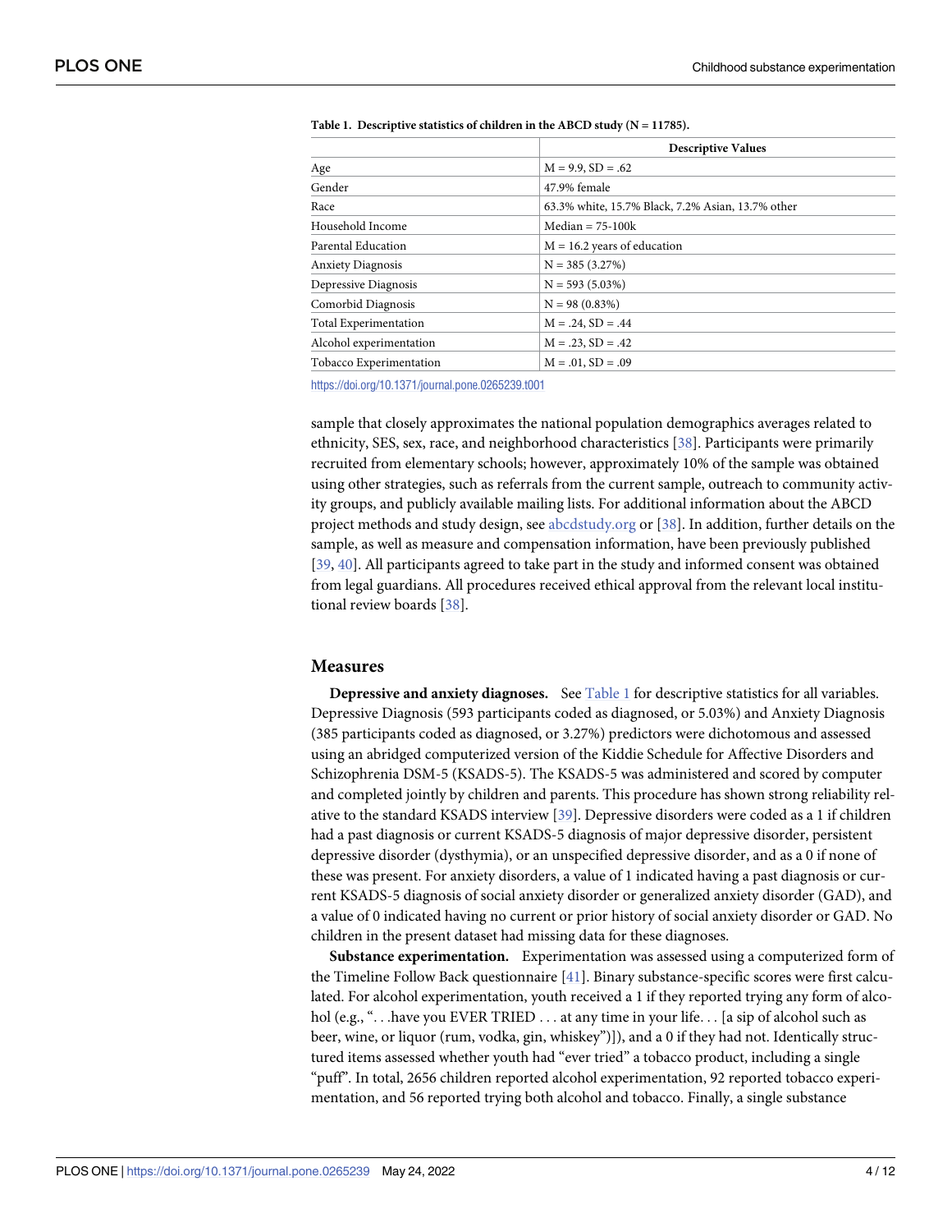**Table 1. Descriptive statistics of children in the ABCD study (N = 11785).**

| | Descriptive Values |
|---|---|
| Age | M = 9.9, SD = .62 |
| Gender | 47.9% female |
| Race | 63.3% white, 15.7% Black, 7.2% Asian, 13.7% other |
| Household Income | Median = 75-100k |
| Parental Education | M = 16.2 years of education |
| Anxiety Diagnosis | N = 385 (3.27%) |
| Depressive Diagnosis | N = 593 (5.03%) |
| Comorbid Diagnosis | N = 98 (0.83%) |
| Total Experimentation | M = .24, SD = .44 |
| Alcohol experimentation | M = .23, SD = .42 |
| Tobacco Experimentation | M = .01, SD = .09 |

https://doi.org/10.1371/journal.pone.0265239.t001

sample that closely approximates the national population demographics averages related to ethnicity, SES, sex, race, and neighborhood characteristics [38]. Participants were primarily recruited from elementary schools; however, approximately 10% of the sample was obtained using other strategies, such as referrals from the current sample, outreach to community activity groups, and publicly available mailing lists. For additional information about the ABCD project methods and study design, see abcdstudy.org or [38]. In addition, further details on the sample, as well as measure and compensation information, have been previously published [39, 40]. All participants agreed to take part in the study and informed consent was obtained from legal guardians. All procedures received ethical approval from the relevant local institutional review boards [38].

## Measures

**Depressive and anxiety diagnoses.** See Table 1 for descriptive statistics for all variables. Depressive Diagnosis (593 participants coded as diagnosed, or 5.03%) and Anxiety Diagnosis (385 participants coded as diagnosed, or 3.27%) predictors were dichotomous and assessed using an abridged computerized version of the Kiddie Schedule for Affective Disorders and Schizophrenia DSM-5 (KSADS-5). The KSADS-5 was administered and scored by computer and completed jointly by children and parents. This procedure has shown strong reliability relative to the standard KSADS interview [39]. Depressive disorders were coded as a 1 if children had a past diagnosis or current KSADS-5 diagnosis of major depressive disorder, persistent depressive disorder (dysthymia), or an unspecified depressive disorder, and as a 0 if none of these was present. For anxiety disorders, a value of 1 indicated having a past diagnosis or current KSADS-5 diagnosis of social anxiety disorder or generalized anxiety disorder (GAD), and a value of 0 indicated having no current or prior history of social anxiety disorder or GAD. No children in the present dataset had missing data for these diagnoses.

**Substance experimentation.** Experimentation was assessed using a computerized form of the Timeline Follow Back questionnaire [41]. Binary substance-specific scores were first calculated. For alcohol experimentation, youth received a 1 if they reported trying any form of alcohol (e.g., ". . .have you EVER TRIED . . . at any time in your life. . . [a sip of alcohol such as beer, wine, or liquor (rum, vodka, gin, whiskey")]), and a 0 if they had not. Identically structured items assessed whether youth had "ever tried" a tobacco product, including a single "puff". In total, 2656 children reported alcohol experimentation, 92 reported tobacco experimentation, and 56 reported trying both alcohol and tobacco. Finally, a single substance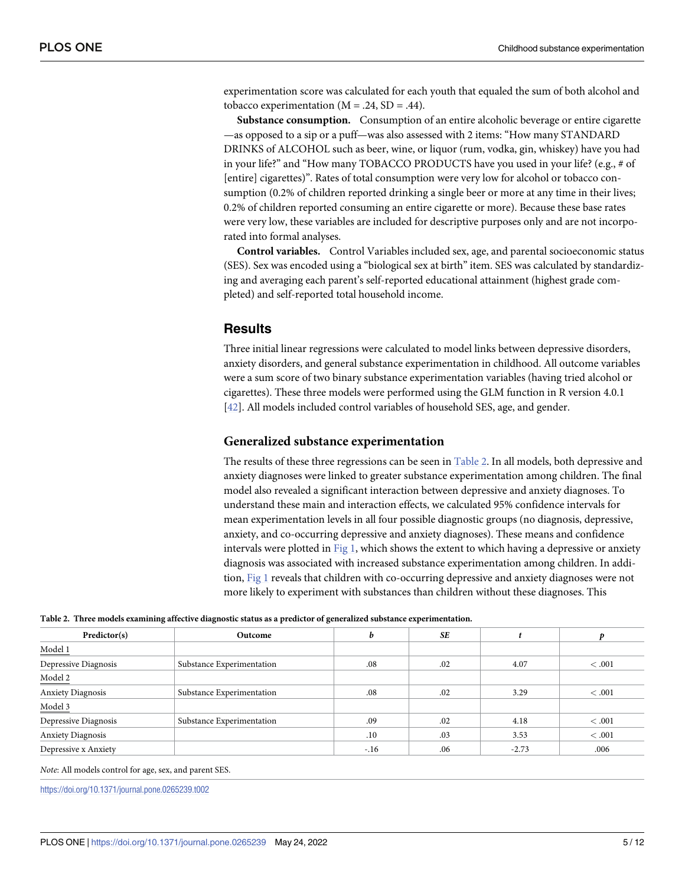experimentation score was calculated for each youth that equaled the sum of both alcohol and tobacco experimentation (M = .24, SD = .44).

**Substance consumption.** Consumption of an entire alcoholic beverage or entire cigarette—as opposed to a sip or a puff—was also assessed with 2 items: "How many STANDARD DRINKS of ALCOHOL such as beer, wine, or liquor (rum, vodka, gin, whiskey) have you had in your life?" and "How many TOBACCO PRODUCTS have you used in your life? (e.g., # of [entire] cigarettes)". Rates of total consumption were very low for alcohol or tobacco consumption (0.2% of children reported drinking a single beer or more at any time in their lives; 0.2% of children reported consuming an entire cigarette or more). Because these base rates were very low, these variables are included for descriptive purposes only and are not incorporated into formal analyses.

**Control variables.** Control Variables included sex, age, and parental socioeconomic status (SES). Sex was encoded using a "biological sex at birth" item. SES was calculated by standardizing and averaging each parent's self-reported educational attainment (highest grade completed) and self-reported total household income.

## Results

Three initial linear regressions were calculated to model links between depressive disorders, anxiety disorders, and general substance experimentation in childhood. All outcome variables were a sum score of two binary substance experimentation variables (having tried alcohol or cigarettes). These three models were performed using the GLM function in R version 4.0.1 [42]. All models included control variables of household SES, age, and gender.

### Generalized substance experimentation

The results of these three regressions can be seen in Table 2. In all models, both depressive and anxiety diagnoses were linked to greater substance experimentation among children. The final model also revealed a significant interaction between depressive and anxiety diagnoses. To understand these main and interaction effects, we calculated 95% confidence intervals for mean experimentation levels in all four possible diagnostic groups (no diagnosis, depressive, anxiety, and co-occurring depressive and anxiety diagnoses). These means and confidence intervals were plotted in Fig 1, which shows the extent to which having a depressive or anxiety diagnosis was associated with increased substance experimentation among children. In addition, Fig 1 reveals that children with co-occurring depressive and anxiety diagnoses were not more likely to experiment with substances than children without these diagnoses. This

**Table 2. Three models examining affective diagnostic status as a predictor of generalized substance experimentation.**

| Predictor(s) | Outcome | *b* | *SE* | *t* | *p* |
|---|---|---|---|---|---|
| Model 1 | | | | | |
| Depressive Diagnosis | Substance Experimentation | .08 | .02 | 4.07 | < .001 |
| Model 2 | | | | | |
| Anxiety Diagnosis | Substance Experimentation | .08 | .02 | 3.29 | < .001 |
| Model 3 | | | | | |
| Depressive Diagnosis | Substance Experimentation | .09 | .02 | 4.18 | < .001 |
| Anxiety Diagnosis | | .10 | .03 | 3.53 | < .001 |
| Depressive x Anxiety | | -.16 | .06 | -2.73 | .006 |

*Note*: All models control for age, sex, and parent SES.

https://doi.org/10.1371/journal.pone.0265239.t002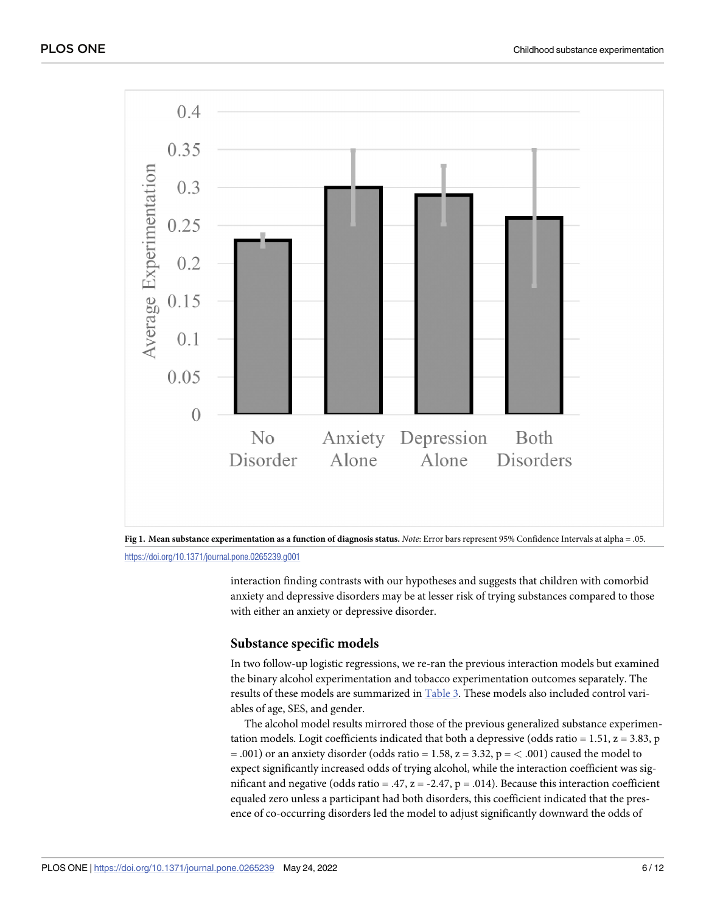Fig 1. Mean substance experimentation as a function of diagnosis status. *Note*: Error bars represent 95% Confidence Intervals at alpha = .05.

https://doi.org/10.1371/journal.pone.0265239.g001

interaction finding contrasts with our hypotheses and suggests that children with comorbid anxiety and depressive disorders may be at lesser risk of trying substances compared to those with either an anxiety or depressive disorder.

### Substance specific models

In two follow-up logistic regressions, we re-ran the previous interaction models but examined the binary alcohol experimentation and tobacco experimentation outcomes separately. The results of these models are summarized in Table 3. These models also included control variables of age, SES, and gender.

The alcohol model results mirrored those of the previous generalized substance experimentation models. Logit coefficients indicated that both a depressive (odds ratio = 1.51, $z = 3.83$, $p = .001$) or an anxiety disorder (odds ratio = 1.58, $z = 3.32$, $p = < .001$) caused the model to expect significantly increased odds of trying alcohol, while the interaction coefficient was significant and negative (odds ratio = .47, $z = -2.47$, $p = .014$). Because this interaction coefficient equaled zero unless a participant had both disorders, this coefficient indicated that the presence of co-occurring disorders led the model to adjust significantly downward the odds of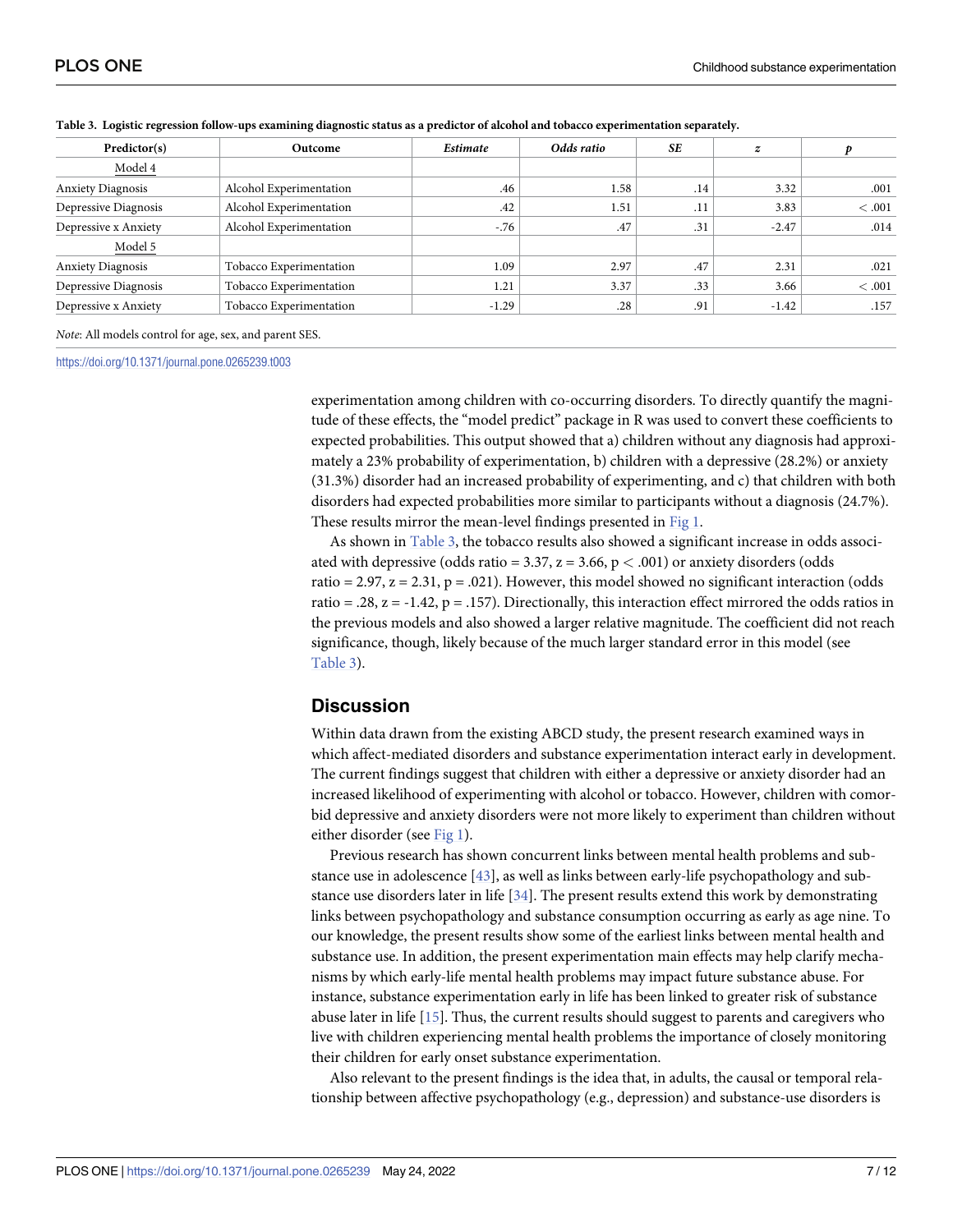**Table 3. Logistic regression follow-ups examining diagnostic status as a predictor of alcohol and tobacco experimentation separately.**

| Predictor(s) | Outcome | *Estimate* | *Odds ratio* | *SE* | *z* | *p* |
|---|---|---|---|---|---|---|
| Model 4 | | | | | | |
| Anxiety Diagnosis | Alcohol Experimentation | .46 | 1.58 | .14 | 3.32 | .001 |
| Depressive Diagnosis | Alcohol Experimentation | .42 | 1.51 | .11 | 3.83 | < .001 |
| Depressive x Anxiety | Alcohol Experimentation | -.76 | .47 | .31 | -2.47 | .014 |
| Model 5 | | | | | | |
| Anxiety Diagnosis | Tobacco Experimentation | 1.09 | 2.97 | .47 | 2.31 | .021 |
| Depressive Diagnosis | Tobacco Experimentation | 1.21 | 3.37 | .33 | 3.66 | < .001 |
| Depressive x Anxiety | Tobacco Experimentation | -1.29 | .28 | .91 | -1.42 | .157 |

*Note*: All models control for age, sex, and parent SES.

https://doi.org/10.1371/journal.pone.0265239.t003

experimentation among children with co-occurring disorders. To directly quantify the magnitude of these effects, the "model predict" package in R was used to convert these coefficients to expected probabilities. This output showed that a) children without any diagnosis had approximately a 23% probability of experimentation, b) children with a depressive (28.2%) or anxiety (31.3%) disorder had an increased probability of experimenting, and c) that children with both disorders had expected probabilities more similar to participants without a diagnosis (24.7%). These results mirror the mean-level findings presented in Fig 1.

As shown in Table 3, the tobacco results also showed a significant increase in odds associated with depressive (odds ratio = 3.37, $z = 3.66$, $p < .001$) or anxiety disorders (odds ratio = 2.97, $z = 2.31$, $p = .021$). However, this model showed no significant interaction (odds ratio = .28, $z = -1.42$, $p = .157$). Directionally, this interaction effect mirrored the odds ratios in the previous models and also showed a larger relative magnitude. The coefficient did not reach significance, though, likely because of the much larger standard error in this model (see Table 3).

## Discussion

Within data drawn from the existing ABCD study, the present research examined ways in which affect-mediated disorders and substance experimentation interact early in development. The current findings suggest that children with either a depressive or anxiety disorder had an increased likelihood of experimenting with alcohol or tobacco. However, children with comorbid depressive and anxiety disorders were not more likely to experiment than children without either disorder (see Fig 1).

Previous research has shown concurrent links between mental health problems and substance use in adolescence [43], as well as links between early-life psychopathology and substance use disorders later in life [34]. The present results extend this work by demonstrating links between psychopathology and substance consumption occurring as early as age nine. To our knowledge, the present results show some of the earliest links between mental health and substance use. In addition, the present experimentation main effects may help clarify mechanisms by which early-life mental health problems may impact future substance abuse. For instance, substance experimentation early in life has been linked to greater risk of substance abuse later in life [15]. Thus, the current results should suggest to parents and caregivers who live with children experiencing mental health problems the importance of closely monitoring their children for early onset substance experimentation.

Also relevant to the present findings is the idea that, in adults, the causal or temporal relationship between affective psychopathology (e.g., depression) and substance-use disorders is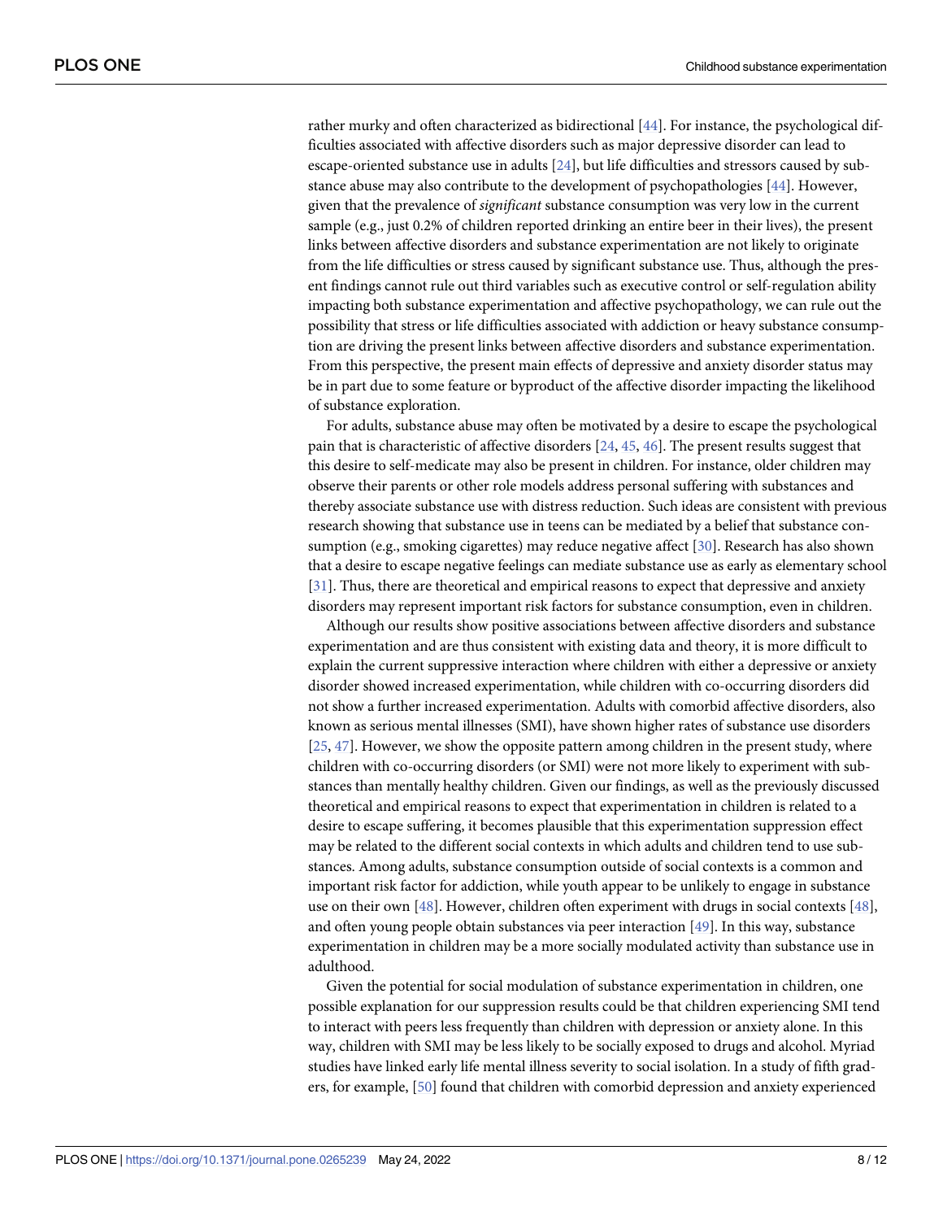rather murky and often characterized as bidirectional [44]. For instance, the psychological difficulties associated with affective disorders such as major depressive disorder can lead to escape-oriented substance use in adults [24], but life difficulties and stressors caused by substance abuse may also contribute to the development of psychopathologies [44]. However, given that the prevalence of *significant* substance consumption was very low in the current sample (e.g., just 0.2% of children reported drinking an entire beer in their lives), the present links between affective disorders and substance experimentation are not likely to originate from the life difficulties or stress caused by significant substance use. Thus, although the present findings cannot rule out third variables such as executive control or self-regulation ability impacting both substance experimentation and affective psychopathology, we can rule out the possibility that stress or life difficulties associated with addiction or heavy substance consumption are driving the present links between affective disorders and substance experimentation. From this perspective, the present main effects of depressive and anxiety disorder status may be in part due to some feature or byproduct of the affective disorder impacting the likelihood of substance exploration.

For adults, substance abuse may often be motivated by a desire to escape the psychological pain that is characteristic of affective disorders [24, 45, 46]. The present results suggest that this desire to self-medicate may also be present in children. For instance, older children may observe their parents or other role models address personal suffering with substances and thereby associate substance use with distress reduction. Such ideas are consistent with previous research showing that substance use in teens can be mediated by a belief that substance consumption (e.g., smoking cigarettes) may reduce negative affect [30]. Research has also shown that a desire to escape negative feelings can mediate substance use as early as elementary school [31]. Thus, there are theoretical and empirical reasons to expect that depressive and anxiety disorders may represent important risk factors for substance consumption, even in children.

Although our results show positive associations between affective disorders and substance experimentation and are thus consistent with existing data and theory, it is more difficult to explain the current suppressive interaction where children with either a depressive or anxiety disorder showed increased experimentation, while children with co-occurring disorders did not show a further increased experimentation. Adults with comorbid affective disorders, also known as serious mental illnesses (SMI), have shown higher rates of substance use disorders [25, 47]. However, we show the opposite pattern among children in the present study, where children with co-occurring disorders (or SMI) were not more likely to experiment with substances than mentally healthy children. Given our findings, as well as the previously discussed theoretical and empirical reasons to expect that experimentation in children is related to a desire to escape suffering, it becomes plausible that this experimentation suppression effect may be related to the different social contexts in which adults and children tend to use substances. Among adults, substance consumption outside of social contexts is a common and important risk factor for addiction, while youth appear to be unlikely to engage in substance use on their own [48]. However, children often experiment with drugs in social contexts [48], and often young people obtain substances via peer interaction [49]. In this way, substance experimentation in children may be a more socially modulated activity than substance use in adulthood.

Given the potential for social modulation of substance experimentation in children, one possible explanation for our suppression results could be that children experiencing SMI tend to interact with peers less frequently than children with depression or anxiety alone. In this way, children with SMI may be less likely to be socially exposed to drugs and alcohol. Myriad studies have linked early life mental illness severity to social isolation. In a study of fifth graders, for example, [50] found that children with comorbid depression and anxiety experienced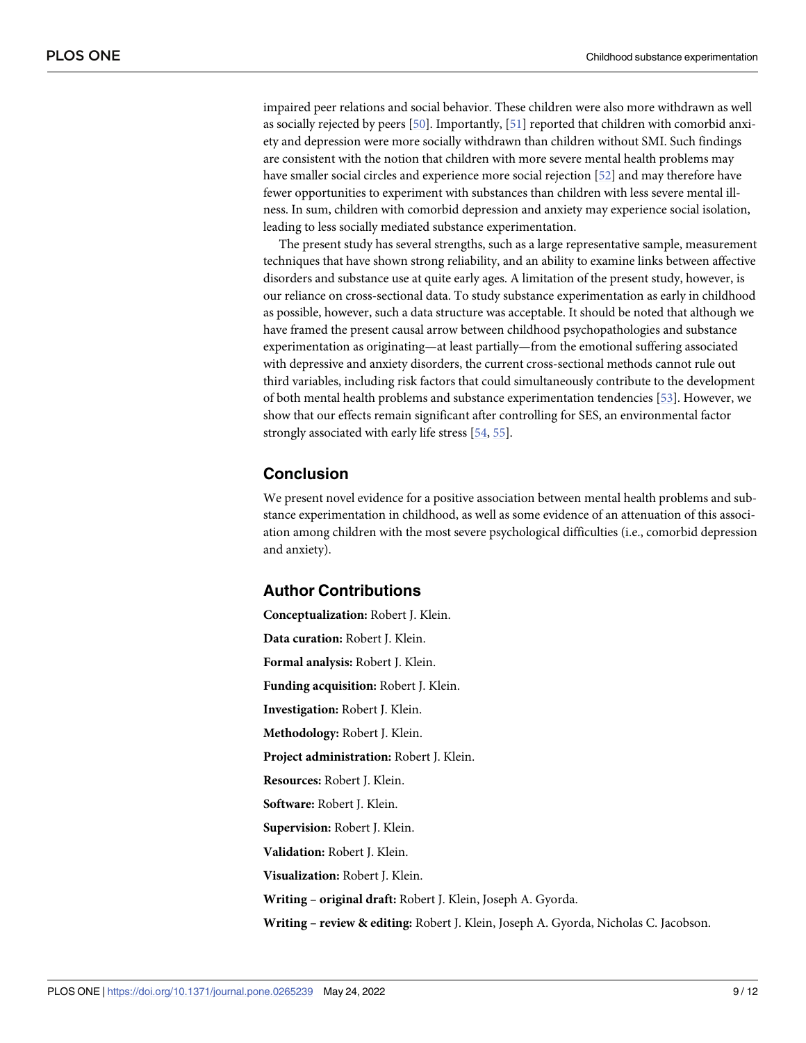impaired peer relations and social behavior. These children were also more withdrawn as well as socially rejected by peers [50]. Importantly, [51] reported that children with comorbid anxiety and depression were more socially withdrawn than children without SMI. Such findings are consistent with the notion that children with more severe mental health problems may have smaller social circles and experience more social rejection [52] and may therefore have fewer opportunities to experiment with substances than children with less severe mental illness. In sum, children with comorbid depression and anxiety may experience social isolation, leading to less socially mediated substance experimentation.

The present study has several strengths, such as a large representative sample, measurement techniques that have shown strong reliability, and an ability to examine links between affective disorders and substance use at quite early ages. A limitation of the present study, however, is our reliance on cross-sectional data. To study substance experimentation as early in childhood as possible, however, such a data structure was acceptable. It should be noted that although we have framed the present causal arrow between childhood psychopathologies and substance experimentation as originating—at least partially—from the emotional suffering associated with depressive and anxiety disorders, the current cross-sectional methods cannot rule out third variables, including risk factors that could simultaneously contribute to the development of both mental health problems and substance experimentation tendencies [53]. However, we show that our effects remain significant after controlling for SES, an environmental factor strongly associated with early life stress [54, 55].

## Conclusion

We present novel evidence for a positive association between mental health problems and substance experimentation in childhood, as well as some evidence of an attenuation of this association among children with the most severe psychological difficulties (i.e., comorbid depression and anxiety).

## Author Contributions

**Conceptualization:** Robert J. Klein.

**Data curation:** Robert J. Klein.

**Formal analysis:** Robert J. Klein.

**Funding acquisition:** Robert J. Klein.

**Investigation:** Robert J. Klein.

**Methodology:** Robert J. Klein.

**Project administration:** Robert J. Klein.

**Resources:** Robert J. Klein.

**Software:** Robert J. Klein.

**Supervision:** Robert J. Klein.

**Validation:** Robert J. Klein.

**Visualization:** Robert J. Klein.

**Writing – original draft:** Robert J. Klein, Joseph A. Gyorda.

**Writing – review & editing:** Robert J. Klein, Joseph A. Gyorda, Nicholas C. Jacobson.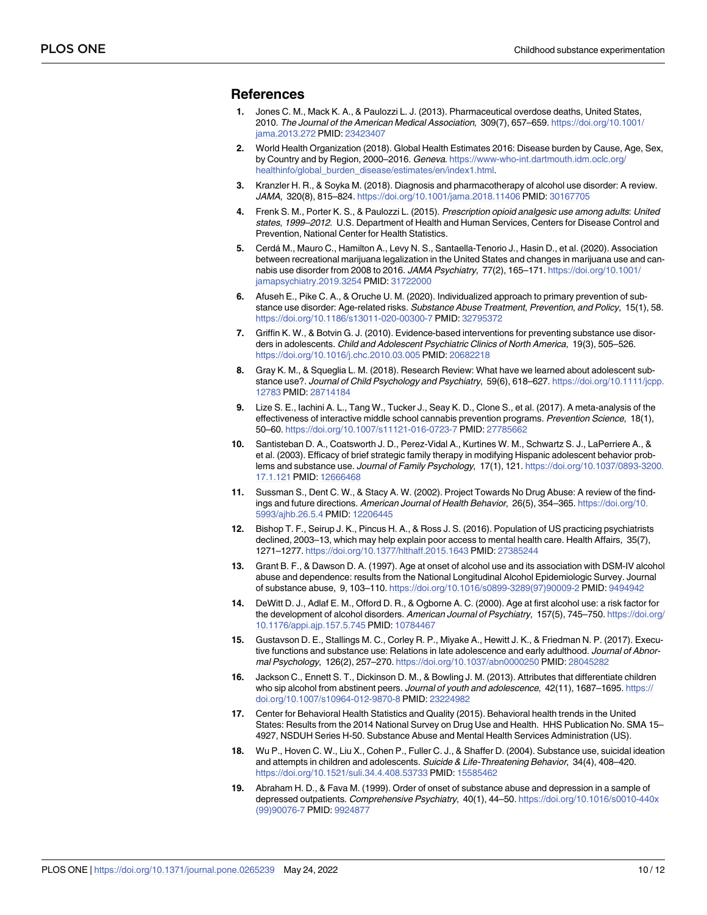## References

1. Jones C. M., Mack K. A., & Paulozzi L. J. (2013). Pharmaceutical overdose deaths, United States, 2010. *The Journal of the American Medical Association*, 309(7), 657–659. https://doi.org/10.1001/jama.2013.272 PMID: 23423407

2. World Health Organization (2018). Global Health Estimates 2016: Disease burden by Cause, Age, Sex, by Country and by Region, 2000–2016. *Geneva*. https://www-who-int.dartmouth.idm.oclc.org/healthinfo/global_burden_disease/estimates/en/index1.html.

3. Kranzler H. R., & Soyka M. (2018). Diagnosis and pharmacotherapy of alcohol use disorder: A review. *JAMA*, 320(8), 815–824. https://doi.org/10.1001/jama.2018.11406 PMID: 30167705

4. Frenk S. M., Porter K. S., & Paulozzi L. (2015). *Prescription opioid analgesic use among adults: United states, 1999–2012*. U.S. Department of Health and Human Services, Centers for Disease Control and Prevention, National Center for Health Statistics.

5. Cerdá M., Mauro C., Hamilton A., Levy N. S., Santaella-Tenorio J., Hasin D., et al. (2020). Association between recreational marijuana legalization in the United States and changes in marijuana use and cannabis use disorder from 2008 to 2016. *JAMA Psychiatry*, 77(2), 165–171. https://doi.org/10.1001/jamapsychiatry.2019.3254 PMID: 31722000

6. Afuseh E., Pike C. A., & Oruche U. M. (2020). Individualized approach to primary prevention of substance use disorder: Age-related risks. *Substance Abuse Treatment, Prevention, and Policy*, 15(1), 58. https://doi.org/10.1186/s13011-020-00300-7 PMID: 32795372

7. Griffin K. W., & Botvin G. J. (2010). Evidence-based interventions for preventing substance use disorders in adolescents. *Child and Adolescent Psychiatric Clinics of North America*, 19(3), 505–526. https://doi.org/10.1016/j.chc.2010.03.005 PMID: 20682218

8. Gray K. M., & Squeglia L. M. (2018). Research Review: What have we learned about adolescent substance use?. *Journal of Child Psychology and Psychiatry*, 59(6), 618–627. https://doi.org/10.1111/jcpp.12783 PMID: 28714184

9. Lize S. E., Iachini A. L., Tang W., Tucker J., Seay K. D., Clone S., et al. (2017). A meta-analysis of the effectiveness of interactive middle school cannabis prevention programs. *Prevention Science*, 18(1), 50–60. https://doi.org/10.1007/s11121-016-0723-7 PMID: 27785662

10. Santisteban D. A., Coatsworth J. D., Perez-Vidal A., Kurtines W. M., Schwartz S. J., LaPerriere A., & et al. (2003). Efficacy of brief strategic family therapy in modifying Hispanic adolescent behavior problems and substance use. *Journal of Family Psychology*, 17(1), 121. https://doi.org/10.1037/0893-3200.17.1.121 PMID: 12666468

11. Sussman S., Dent C. W., & Stacy A. W. (2002). Project Towards No Drug Abuse: A review of the findings and future directions. *American Journal of Health Behavior*, 26(5), 354–365. https://doi.org/10.5993/ajhb.26.5.4 PMID: 12206445

12. Bishop T. F., Seirup J. K., Pincus H. A., & Ross J. S. (2016). Population of US practicing psychiatrists declined, 2003–13, which may help explain poor access to mental health care. Health Affairs, 35(7), 1271–1277. https://doi.org/10.1377/hlthaff.2015.1643 PMID: 27385244

13. Grant B. F., & Dawson D. A. (1997). Age at onset of alcohol use and its association with DSM-IV alcohol abuse and dependence: results from the National Longitudinal Alcohol Epidemiologic Survey. Journal of substance abuse, 9, 103–110. https://doi.org/10.1016/s0899-3289(97)90009-2 PMID: 9494942

14. DeWitt D. J., Adlaf E. M., Offord D. R., & Ogborne A. C. (2000). Age at first alcohol use: a risk factor for the development of alcohol disorders. *American Journal of Psychiatry*, 157(5), 745–750. https://doi.org/10.1176/appi.ajp.157.5.745 PMID: 10784467

15. Gustavson D. E., Stallings M. C., Corley R. P., Miyake A., Hewitt J. K., & Friedman N. P. (2017). Executive functions and substance use: Relations in late adolescence and early adulthood. *Journal of Abnormal Psychology*, 126(2), 257–270. https://doi.org/10.1037/abn0000250 PMID: 28045282

16. Jackson C., Ennett S. T., Dickinson D. M., & Bowling J. M. (2013). Attributes that differentiate children who sip alcohol from abstinent peers. *Journal of youth and adolescence*, 42(11), 1687–1695. https://doi.org/10.1007/s10964-012-9870-8 PMID: 23224982

17. Center for Behavioral Health Statistics and Quality (2015). Behavioral health trends in the United States: Results from the 2014 National Survey on Drug Use and Health. HHS Publication No. SMA 15–4927, NSDUH Series H-50. Substance Abuse and Mental Health Services Administration (US).

18. Wu P., Hoven C. W., Liu X., Cohen P., Fuller C. J., & Shaffer D. (2004). Substance use, suicidal ideation and attempts in children and adolescents. *Suicide & Life-Threatening Behavior*, 34(4), 408–420. https://doi.org/10.1521/suli.34.4.408.53733 PMID: 15585462

19. Abraham H. D., & Fava M. (1999). Order of onset of substance abuse and depression in a sample of depressed outpatients. *Comprehensive Psychiatry*, 40(1), 44–50. https://doi.org/10.1016/s0010-440x(99)90076-7 PMID: 9924877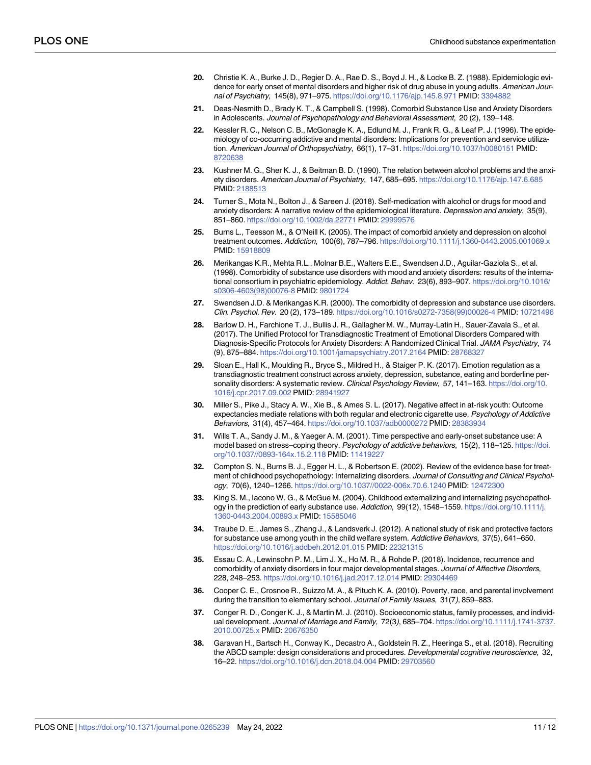20. Christie K. A., Burke J. D., Regier D. A., Rae D. S., Boyd J. H., & Locke B. Z. (1988). Epidemiologic evidence for early onset of mental disorders and higher risk of drug abuse in young adults. *American Journal of Psychiatry*, 145(8), 971–975. https://doi.org/10.1176/ajp.145.8.971 PMID: 3394882

21. Deas-Nesmith D., Brady K. T., & Campbell S. (1998). Comorbid Substance Use and Anxiety Disorders in Adolescents. *Journal of Psychopathology and Behavioral Assessment*, 20 (2), 139–148.

22. Kessler R. C., Nelson C. B., McGonagle K. A., Edlund M. J., Frank R. G., & Leaf P. J. (1996). The epidemiology of co-occurring addictive and mental disorders: Implications for prevention and service utilization. *American Journal of Orthopsychiatry*, 66(1), 17–31. https://doi.org/10.1037/h0080151 PMID: 8720638

23. Kushner M. G., Sher K. J., & Beitman B. D. (1990). The relation between alcohol problems and the anxiety disorders. *American Journal of Psychiatry*, 147, 685–695. https://doi.org/10.1176/ajp.147.6.685 PMID: 2188513

24. Turner S., Mota N., Bolton J., & Sareen J. (2018). Self-medication with alcohol or drugs for mood and anxiety disorders: A narrative review of the epidemiological literature. *Depression and anxiety*, 35(9), 851–860. https://doi.org/10.1002/da.22771 PMID: 29999576

25. Burns L., Teesson M., & O'Neill K. (2005). The impact of comorbid anxiety and depression on alcohol treatment outcomes. *Addiction*, 100(6), 787–796. https://doi.org/10.1111/j.1360-0443.2005.001069.x PMID: 15918809

26. Merikangas K.R., Mehta R.L., Molnar B.E., Walters E.E., Swendsen J.D., Aguilar-Gaziola S., et al. (1998). Comorbidity of substance use disorders with mood and anxiety disorders: results of the international consortium in psychiatric epidemiology. *Addict. Behav.* 23(6), 893–907. https://doi.org/10.1016/s0306-4603(98)00076-8 PMID: 9801724

27. Swendsen J.D. & Merikangas K.R. (2000). The comorbidity of depression and substance use disorders. *Clin. Psychol. Rev.* 20 (2), 173–189. https://doi.org/10.1016/s0272-7358(99)00026-4 PMID: 10721496

28. Barlow D. H., Farchione T. J., Bullis J. R., Gallagher M. W., Murray-Latin H., Sauer-Zavala S., et al. (2017). The Unified Protocol for Transdiagnostic Treatment of Emotional Disorders Compared with Diagnosis-Specific Protocols for Anxiety Disorders: A Randomized Clinical Trial. *JAMA Psychiatry*, 74 (9), 875–884. https://doi.org/10.1001/jamapsychiatry.2017.2164 PMID: 28768327

29. Sloan E., Hall K., Moulding R., Bryce S., Mildred H., & Staiger P. K. (2017). Emotion regulation as a transdiagnostic treatment construct across anxiety, depression, substance, eating and borderline personality disorders: A systematic review. *Clinical Psychology Review*, 57, 141–163. https://doi.org/10.1016/j.cpr.2017.09.002 PMID: 28941927

30. Miller S., Pike J., Stacy A. W., Xie B., & Ames S. L. (2017). Negative affect in at-risk youth: Outcome expectancies mediate relations with both regular and electronic cigarette use. *Psychology of Addictive Behaviors*, 31(4), 457–464. https://doi.org/10.1037/adb0000272 PMID: 28383934

31. Wills T. A., Sandy J. M., & Yaeger A. M. (2001). Time perspective and early-onset substance use: A model based on stress–coping theory. *Psychology of addictive behaviors*, 15(2), 118–125. https://doi.org/10.1037//0893-164x.15.2.118 PMID: 11419227

32. Compton S. N., Burns B. J., Egger H. L., & Robertson E. (2002). Review of the evidence base for treatment of childhood psychopathology: Internalizing disorders. *Journal of Consulting and Clinical Psychology*, 70(6), 1240–1266. https://doi.org/10.1037//0022-006x.70.6.1240 PMID: 12472300

33. King S. M., Iacono W. G., & McGue M. (2004). Childhood externalizing and internalizing psychopathology in the prediction of early substance use. *Addiction*, 99(12), 1548–1559. https://doi.org/10.1111/j.1360-0443.2004.00893.x PMID: 15585046

34. Traube D. E., James S., Zhang J., & Landsverk J. (2012). A national study of risk and protective factors for substance use among youth in the child welfare system. *Addictive Behaviors*, 37(5), 641–650. https://doi.org/10.1016/j.addbeh.2012.01.015 PMID: 22321315

35. Essau C. A., Lewinsohn P. M., Lim J. X., Ho M. R., & Rohde P. (2018). Incidence, recurrence and comorbidity of anxiety disorders in four major developmental stages. *Journal of Affective Disorders*, 228, 248–253. https://doi.org/10.1016/j.jad.2017.12.014 PMID: 29304469

36. Cooper C. E., Crosnoe R., Suizzo M. A., & Pituch K. A. (2010). Poverty, race, and parental involvement during the transition to elementary school. *Journal of Family Issues*, 31(7), 859–883.

37. Conger R. D., Conger K. J., & Martin M. J. (2010). Socioeconomic status, family processes, and individual development. *Journal of Marriage and Family*, 72(3), 685–704. https://doi.org/10.1111/j.1741-3737.2010.00725.x PMID: 20676350

38. Garavan H., Bartsch H., Conway K., Decastro A., Goldstein R. Z., Heeringa S., et al. (2018). Recruiting the ABCD sample: design considerations and procedures. *Developmental cognitive neuroscience*, 32, 16–22. https://doi.org/10.1016/j.dcn.2018.04.004 PMID: 29703560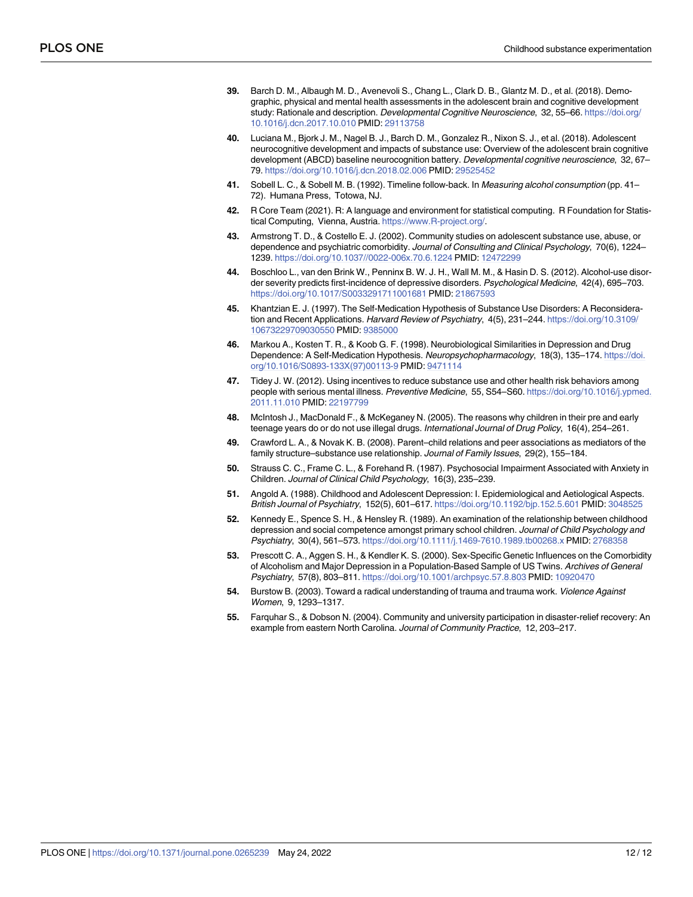39. Barch D. M., Albaugh M. D., Avenevoli S., Chang L., Clark D. B., Glantz M. D., et al. (2018). Demographic, physical and mental health assessments in the adolescent brain and cognitive development study: Rationale and description. *Developmental Cognitive Neuroscience*, 32, 55–66. https://doi.org/10.1016/j.dcn.2017.10.010 PMID: 29113758

40. Luciana M., Bjork J. M., Nagel B. J., Barch D. M., Gonzalez R., Nixon S. J., et al. (2018). Adolescent neurocognitive development and impacts of substance use: Overview of the adolescent brain cognitive development (ABCD) baseline neurocognition battery. *Developmental cognitive neuroscience*, 32, 67–79. https://doi.org/10.1016/j.dcn.2018.02.006 PMID: 29525452

41. Sobell L. C., & Sobell M. B. (1992). Timeline follow-back. In *Measuring alcohol consumption* (pp. 41–72). Humana Press, Totowa, NJ.

42. R Core Team (2021). R: A language and environment for statistical computing. R Foundation for Statistical Computing, Vienna, Austria. https://www.R-project.org/.

43. Armstrong T. D., & Costello E. J. (2002). Community studies on adolescent substance use, abuse, or dependence and psychiatric comorbidity. *Journal of Consulting and Clinical Psychology*, 70(6), 1224–1239. https://doi.org/10.1037//0022-006x.70.6.1224 PMID: 12472299

44. Boschloo L., van den Brink W., Penninx B. W. J. H., Wall M. M., & Hasin D. S. (2012). Alcohol-use disorder severity predicts first-incidence of depressive disorders. *Psychological Medicine*, 42(4), 695–703. https://doi.org/10.1017/S0033291711001681 PMID: 21867593

45. Khantzian E. J. (1997). The Self-Medication Hypothesis of Substance Use Disorders: A Reconsideration and Recent Applications. *Harvard Review of Psychiatry*, 4(5), 231–244. https://doi.org/10.3109/10673229709030550 PMID: 9385000

46. Markou A., Kosten T. R., & Koob G. F. (1998). Neurobiological Similarities in Depression and Drug Dependence: A Self-Medication Hypothesis. *Neuropsychopharmacology*, 18(3), 135–174. https://doi.org/10.1016/S0893-133X(97)00113-9 PMID: 9471114

47. Tidey J. W. (2012). Using incentives to reduce substance use and other health risk behaviors among people with serious mental illness. *Preventive Medicine*, 55, S54–S60. https://doi.org/10.1016/j.ypmed.2011.11.010 PMID: 22197799

48. McIntosh J., MacDonald F., & McKeganey N. (2005). The reasons why children in their pre and early teenage years do or do not use illegal drugs. *International Journal of Drug Policy*, 16(4), 254–261.

49. Crawford L. A., & Novak K. B. (2008). Parent–child relations and peer associations as mediators of the family structure–substance use relationship. *Journal of Family Issues*, 29(2), 155–184.

50. Strauss C. C., Frame C. L., & Forehand R. (1987). Psychosocial Impairment Associated with Anxiety in Children. *Journal of Clinical Child Psychology*, 16(3), 235–239.

51. Angold A. (1988). Childhood and Adolescent Depression: I. Epidemiological and Aetiological Aspects. *British Journal of Psychiatry*, 152(5), 601–617. https://doi.org/10.1192/bjp.152.5.601 PMID: 3048525

52. Kennedy E., Spence S. H., & Hensley R. (1989). An examination of the relationship between childhood depression and social competence amongst primary school children. *Journal of Child Psychology and Psychiatry*, 30(4), 561–573. https://doi.org/10.1111/j.1469-7610.1989.tb00268.x PMID: 2768358

53. Prescott C. A., Aggen S. H., & Kendler K. S. (2000). Sex-Specific Genetic Influences on the Comorbidity of Alcoholism and Major Depression in a Population-Based Sample of US Twins. *Archives of General Psychiatry*, 57(8), 803–811. https://doi.org/10.1001/archpsyc.57.8.803 PMID: 10920470

54. Burstow B. (2003). Toward a radical understanding of trauma and trauma work. *Violence Against Women*, 9, 1293–1317.

55. Farquhar S., & Dobson N. (2004). Community and university participation in disaster-relief recovery: An example from eastern North Carolina. *Journal of Community Practice*, 12, 203–217.